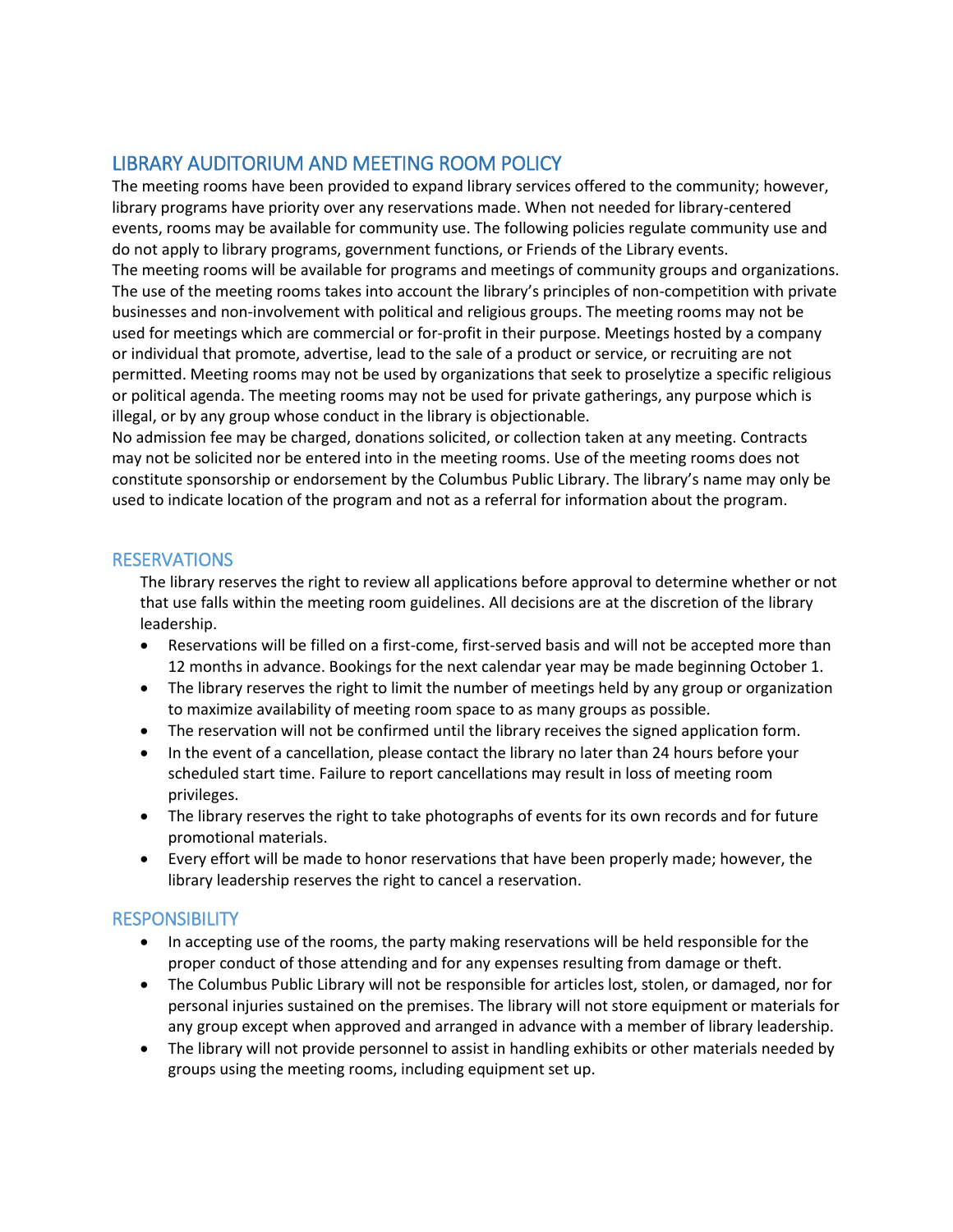## LIBRARY AUDITORIUM AND MEETING ROOM POLICY

The meeting rooms have been provided to expand library services offered to the community; however, library programs have priority over any reservations made. When not needed for library-centered events, rooms may be available for community use. The following policies regulate community use and do not apply to library programs, government functions, or Friends of the Library events.

The meeting rooms will be available for programs and meetings of community groups and organizations. The use of the meeting rooms takes into account the library's principles of non-competition with private businesses and non-involvement with political and religious groups. The meeting rooms may not be used for meetings which are commercial or for-profit in their purpose. Meetings hosted by a company or individual that promote, advertise, lead to the sale of a product or service, or recruiting are not permitted. Meeting rooms may not be used by organizations that seek to proselytize a specific religious or political agenda. The meeting rooms may not be used for private gatherings, any purpose which is illegal, or by any group whose conduct in the library is objectionable.

No admission fee may be charged, donations solicited, or collection taken at any meeting. Contracts may not be solicited nor be entered into in the meeting rooms. Use of the meeting rooms does not constitute sponsorship or endorsement by the Columbus Public Library. The library's name may only be used to indicate location of the program and not as a referral for information about the program.

## RESERVATIONS

The library reserves the right to review all applications before approval to determine whether or not that use falls within the meeting room guidelines. All decisions are at the discretion of the library leadership.

- Reservations will be filled on a first-come, first-served basis and will not be accepted more than 12 months in advance. Bookings for the next calendar year may be made beginning October 1.
- The library reserves the right to limit the number of meetings held by any group or organization to maximize availability of meeting room space to as many groups as possible.
- The reservation will not be confirmed until the library receives the signed application form.
- In the event of a cancellation, please contact the library no later than 24 hours before your scheduled start time. Failure to report cancellations may result in loss of meeting room privileges.
- The library reserves the right to take photographs of events for its own records and for future promotional materials.
- Every effort will be made to honor reservations that have been properly made; however, the library leadership reserves the right to cancel a reservation.

## RESPONSIBILITY

- In accepting use of the rooms, the party making reservations will be held responsible for the proper conduct of those attending and for any expenses resulting from damage or theft.
- The Columbus Public Library will not be responsible for articles lost, stolen, or damaged, nor for personal injuries sustained on the premises. The library will not store equipment or materials for any group except when approved and arranged in advance with a member of library leadership.
- The library will not provide personnel to assist in handling exhibits or other materials needed by groups using the meeting rooms, including equipment set up.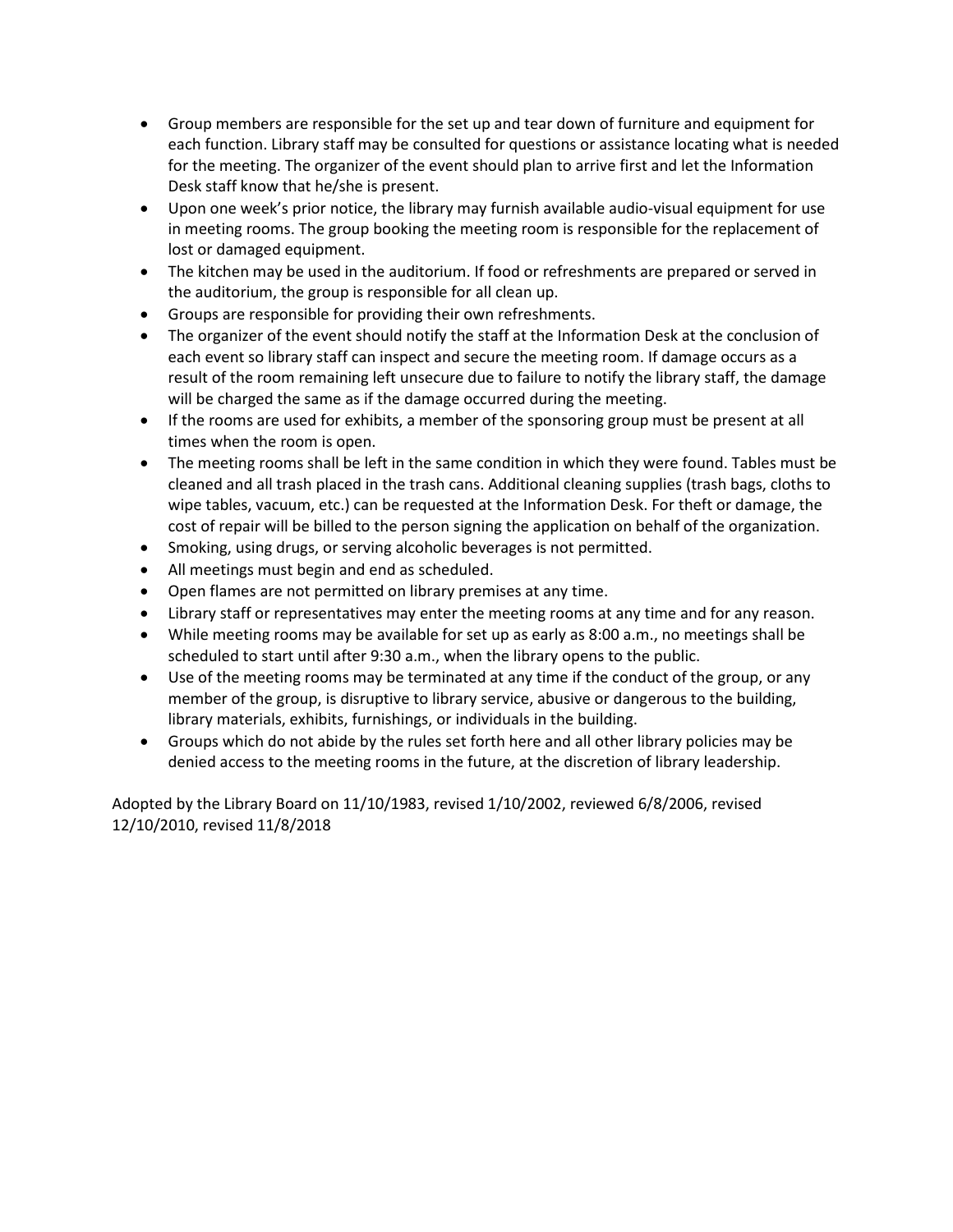- Group members are responsible for the set up and tear down of furniture and equipment for each function. Library staff may be consulted for questions or assistance locating what is needed for the meeting. The organizer of the event should plan to arrive first and let the Information Desk staff know that he/she is present.
- Upon one week's prior notice, the library may furnish available audio-visual equipment for use in meeting rooms. The group booking the meeting room is responsible for the replacement of lost or damaged equipment.
- The kitchen may be used in the auditorium. If food or refreshments are prepared or served in the auditorium, the group is responsible for all clean up.
- Groups are responsible for providing their own refreshments.
- The organizer of the event should notify the staff at the Information Desk at the conclusion of each event so library staff can inspect and secure the meeting room. If damage occurs as a result of the room remaining left unsecure due to failure to notify the library staff, the damage will be charged the same as if the damage occurred during the meeting.
- If the rooms are used for exhibits, a member of the sponsoring group must be present at all times when the room is open.
- The meeting rooms shall be left in the same condition in which they were found. Tables must be cleaned and all trash placed in the trash cans. Additional cleaning supplies (trash bags, cloths to wipe tables, vacuum, etc.) can be requested at the Information Desk. For theft or damage, the cost of repair will be billed to the person signing the application on behalf of the organization.
- Smoking, using drugs, or serving alcoholic beverages is not permitted.
- All meetings must begin and end as scheduled.
- Open flames are not permitted on library premises at any time.
- Library staff or representatives may enter the meeting rooms at any time and for any reason.
- While meeting rooms may be available for set up as early as 8:00 a.m., no meetings shall be scheduled to start until after 9:30 a.m., when the library opens to the public.
- Use of the meeting rooms may be terminated at any time if the conduct of the group, or any member of the group, is disruptive to library service, abusive or dangerous to the building, library materials, exhibits, furnishings, or individuals in the building.
- Groups which do not abide by the rules set forth here and all other library policies may be denied access to the meeting rooms in the future, at the discretion of library leadership.

Adopted by the Library Board on 11/10/1983, revised 1/10/2002, reviewed 6/8/2006, revised 12/10/2010, revised 11/8/2018